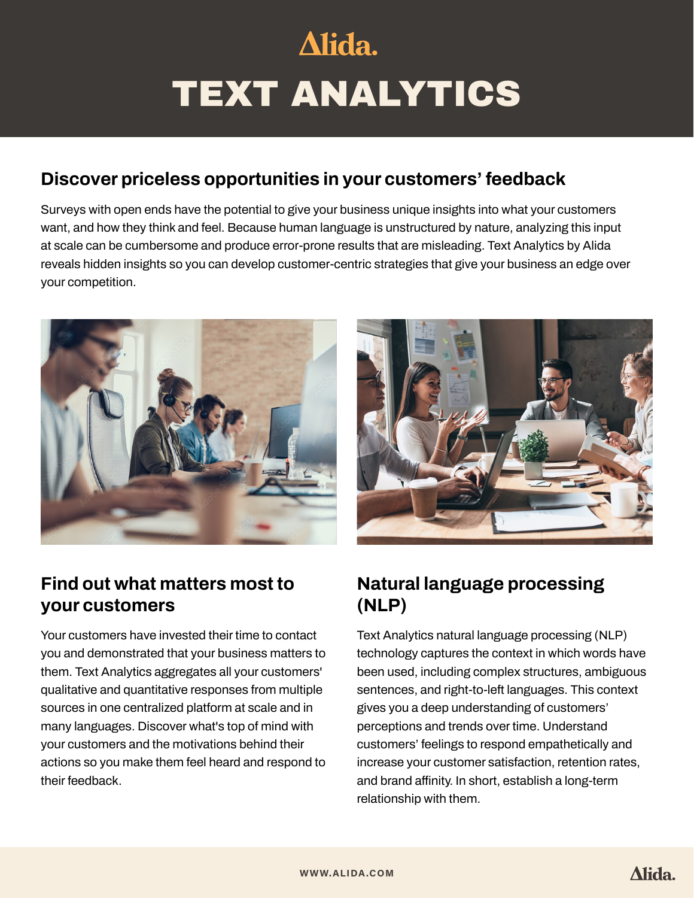Alida.

# TEXT ANALYTICS

## Discover priceless opportunities in your customers' feedback

Surveys with open ends have the potential to give your business unique insights into what your customers want, and how they think and feel. Because human language is unstructured by nature, analyzing this input at scale can be cumbersome and produce error-prone results that are misleading. Text Analytics by Alida reveals hidden insights so you can develop customer-centric strategies that give your business an edge over your competition.

## Find out what matters most to your customers

Your customers have invested their time to contact you and demonstrated that your business matters to them. Text Analytics aggregates all your customers' qualitative and quantitative responses from multiple sources in one centralized platform at scale and in many languages. Discover what's top of mind with your customers and the motivations behind their actions so you make them feel heard and respond to their feedback.

## Natural language processing (NLP)

Text Analytics natural language processing (NLP) technology captures the context in which words have been used, including complex structures, ambiguous sentences, and right-to-left languages. This context gives you a deep understanding of customers' perceptions and trends over time. Understand customers' feelings to respond empathetically and increase your customer satisfaction, retention rates, and brand affinity. In short, establish a long-term relationship with them.

WWW.ALIDA.COM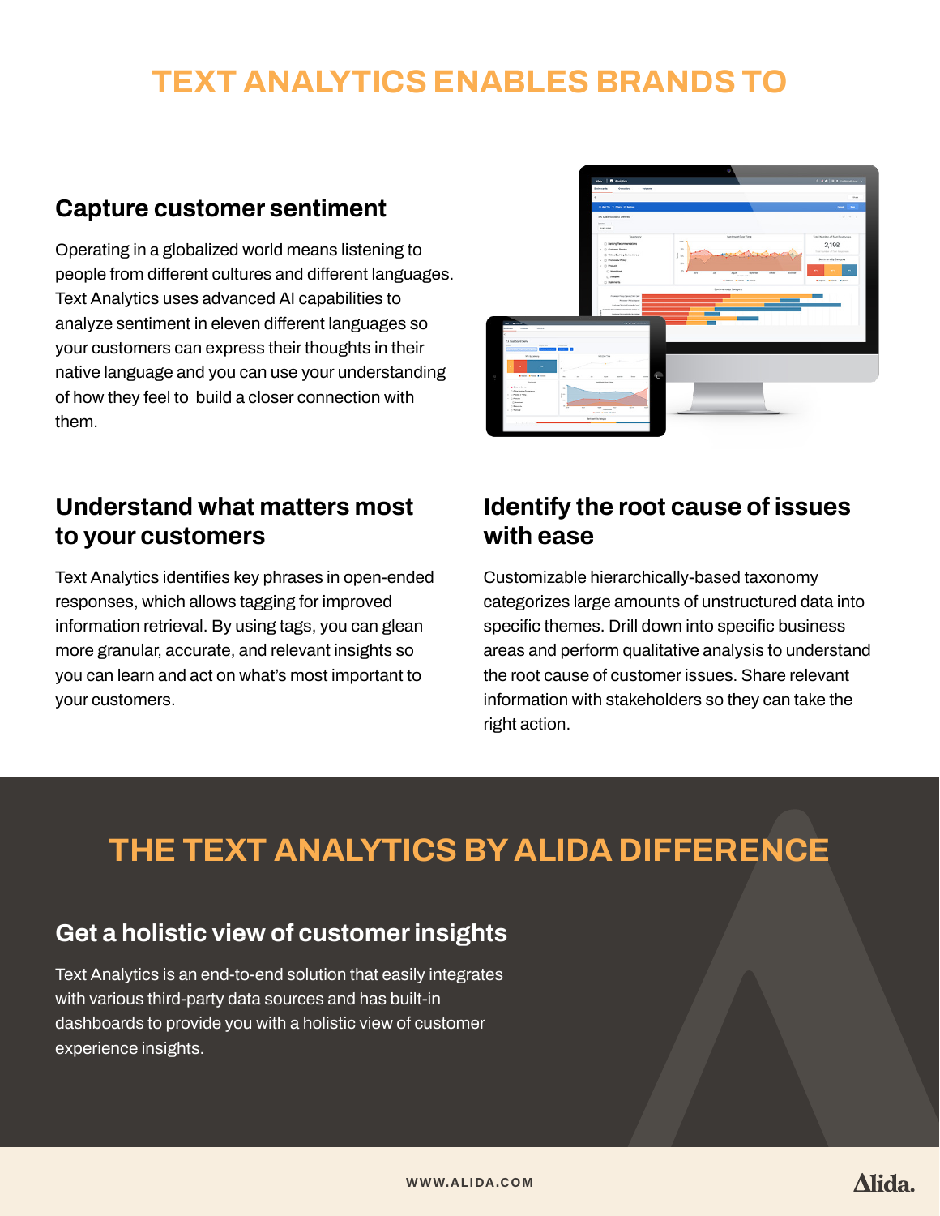# TEXT ANALYTICS ENABLES BRANDS TO

## Capture customer sentiment

Operating in a globalized world means listening to people from different cultures and different languages. Text Analytics uses advanced AI capabilities to analyze sentiment in eleven different languages so your customers can express their thoughts in their native language and you can use your understanding of how they feel to build a closer connection with them.

## Understand what matters most to your customers

Text Analytics identifies key phrases in open-ended responses, which allows tagging for improved information retrieval. By using tags, you can glean more granular, accurate, and relevant insights so you can learn and act on what's most important to your customers.

## Identify the root cause of issues with ease

Customizable hierarchically-based taxonomy categorizes large amounts of unstructured data into specific themes. Drill down into specific business areas and perform qualitative analysis to understand the root cause of customer issues. Share relevant information with stakeholders so they can take the right action.

# THE TEXT ANALYTICS BY ALIDA DIFFERENCE

## Get a holistic view of customer insights

Text Analytics is an end-to-end solution that easily integrates with various third-party data sources and has built-in dashboards to provide you with a holistic view of customer experience insights.

WWW.ALIDA.COM

Alida.